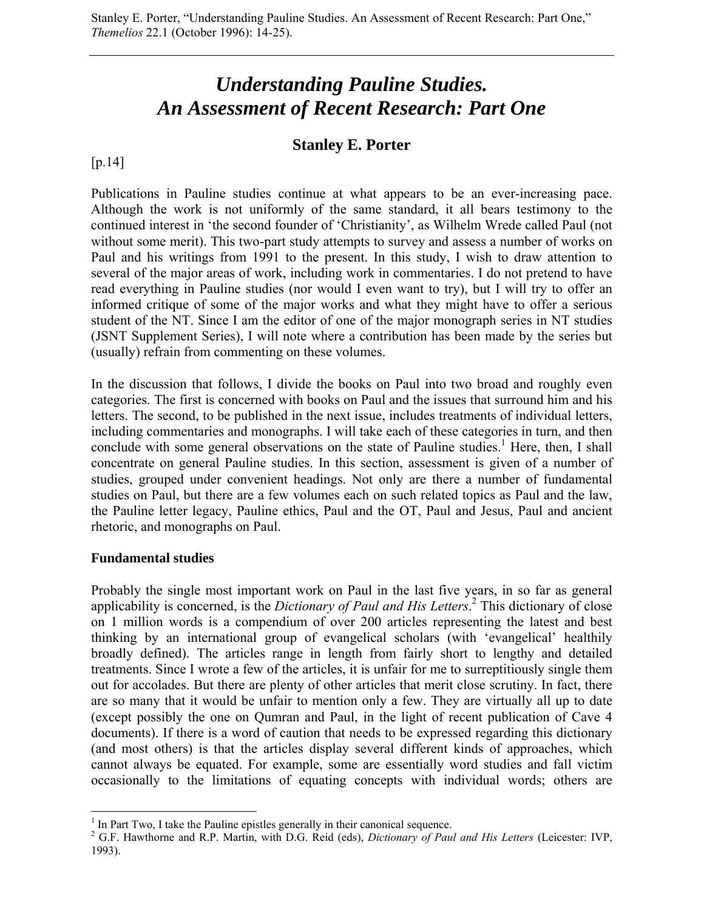Stanley E. Porter, "Understanding Pauline Studies. An Assessment of Recent Research: Part One," *Themelios* 22.1 (October 1996): 14-25).

# *Understanding Pauline Studies. An Assessment of Recent Research: Part One*

## Stanley E. Porter

[p.14]

Publications in Pauline studies continue at what appears to be an ever-increasing pace. Although the work is not uniformly of the same standard, it all bears testimony to the continued interest in 'the second founder of 'Christianity', as Wilhelm Wrede called Paul (not without some merit). This two-part study attempts to survey and assess a number of works on Paul and his writings from 1991 to the present. In this study, I wish to draw attention to several of the major areas of work, including work in commentaries. I do not pretend to have read everything in Pauline studies (nor would I even want to try), but I will try to offer an informed critique of some of the major works and what they might have to offer a serious student of the NT. Since I am the editor of one of the major monograph series in NT studies (JSNT Supplement Series), I will note where a contribution has been made by the series but (usually) refrain from commenting on these volumes.

In the discussion that follows, I divide the books on Paul into two broad and roughly even categories. The first is concerned with books on Paul and the issues that surround him and his letters. The second, to be published in the next issue, includes treatments of individual letters, including commentaries and monographs. I will take each of these categories in turn, and then conclude with some general observations on the state of Pauline studies.[1] Here, then, I shall concentrate on general Pauline studies. In this section, assessment is given of a number of studies, grouped under convenient headings. Not only are there a number of fundamental studies on Paul, but there are a few volumes each on such related topics as Paul and the law, the Pauline letter legacy, Pauline ethics, Paul and the OT, Paul and Jesus, Paul and ancient rhetoric, and monographs on Paul.

### Fundamental studies

Probably the single most important work on Paul in the last five years, in so far as general applicability is concerned, is the *Dictionary of Paul and His Letters*.[2] This dictionary of close on 1 million words is a compendium of over 200 articles representing the latest and best thinking by an international group of evangelical scholars (with 'evangelical' healthily broadly defined). The articles range in length from fairly short to lengthy and detailed treatments. Since I wrote a few of the articles, it is unfair for me to surreptitiously single them out for accolades. But there are plenty of other articles that merit close scrutiny. In fact, there are so many that it would be unfair to mention only a few. They are virtually all up to date (except possibly the one on Qumran and Paul, in the light of recent publication of Cave 4 documents). If there is a word of caution that needs to be expressed regarding this dictionary (and most others) is that the articles display several different kinds of approaches, which cannot always be equated. For example, some are essentially word studies and fall victim occasionally to the limitations of equating concepts with individual words; others are

---

[1] In Part Two, I take the Pauline epistles generally in their canonical sequence.

[2] G.F. Hawthorne and R.P. Martin, with D.G. Reid (eds), *Dictionary of Paul and His Letters* (Leicester: IVP, 1993).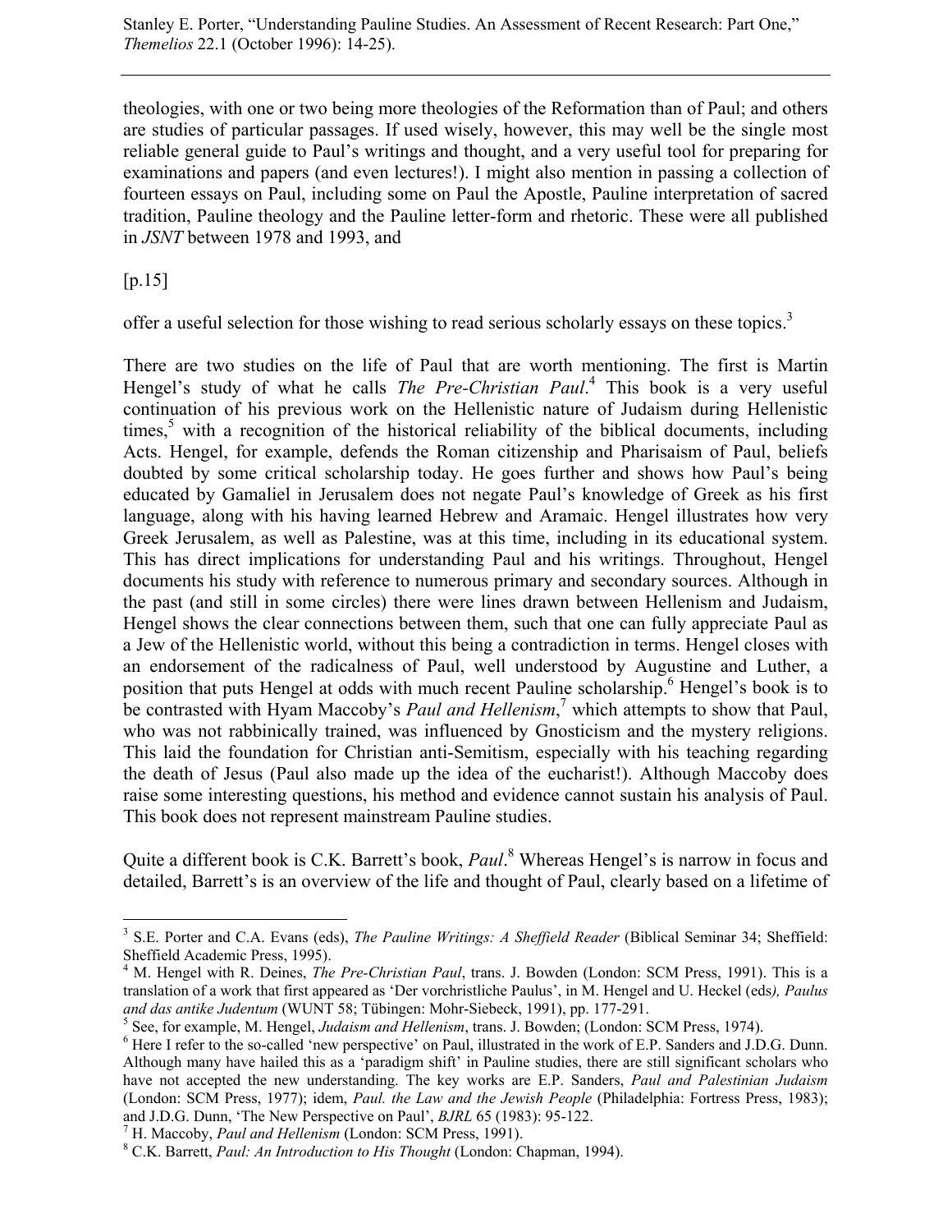theologies, with one or two being more theologies of the Reformation than of Paul; and others are studies of particular passages. If used wisely, however, this may well be the single most reliable general guide to Paul's writings and thought, and a very useful tool for preparing for examinations and papers (and even lectures!). I might also mention in passing a collection of fourteen essays on Paul, including some on Paul the Apostle, Pauline interpretation of sacred tradition, Pauline theology and the Pauline letter-form and rhetoric. These were all published in *JSNT* between 1978 and 1993, and

[p.15]

offer a useful selection for those wishing to read serious scholarly essays on these topics.[3]

There are two studies on the life of Paul that are worth mentioning. The first is Martin Hengel's study of what he calls *The Pre-Christian Paul*.[4] This book is a very useful continuation of his previous work on the Hellenistic nature of Judaism during Hellenistic times,[5] with a recognition of the historical reliability of the biblical documents, including Acts. Hengel, for example, defends the Roman citizenship and Pharisaism of Paul, beliefs doubted by some critical scholarship today. He goes further and shows how Paul's being educated by Gamaliel in Jerusalem does not negate Paul's knowledge of Greek as his first language, along with his having learned Hebrew and Aramaic. Hengel illustrates how very Greek Jerusalem, as well as Palestine, was at this time, including in its educational system. This has direct implications for understanding Paul and his writings. Throughout, Hengel documents his study with reference to numerous primary and secondary sources. Although in the past (and still in some circles) there were lines drawn between Hellenism and Judaism, Hengel shows the clear connections between them, such that one can fully appreciate Paul as a Jew of the Hellenistic world, without this being a contradiction in terms. Hengel closes with an endorsement of the radicalness of Paul, well understood by Augustine and Luther, a position that puts Hengel at odds with much recent Pauline scholarship.[6] Hengel's book is to be contrasted with Hyam Maccoby's *Paul and Hellenism*,[7] which attempts to show that Paul, who was not rabbinically trained, was influenced by Gnosticism and the mystery religions. This laid the foundation for Christian anti-Semitism, especially with his teaching regarding the death of Jesus (Paul also made up the idea of the eucharist!). Although Maccoby does raise some interesting questions, his method and evidence cannot sustain his analysis of Paul. This book does not represent mainstream Pauline studies.

Quite a different book is C.K. Barrett's book, *Paul*.[8] Whereas Hengel's is narrow in focus and detailed, Barrett's is an overview of the life and thought of Paul, clearly based on a lifetime of

---

[3] S.E. Porter and C.A. Evans (eds), *The Pauline Writings: A Sheffield Reader* (Biblical Seminar 34; Sheffield: Sheffield Academic Press, 1995).

[4] M. Hengel with R. Deines, *The Pre-Christian Paul*, trans. J. Bowden (London: SCM Press, 1991). This is a translation of a work that first appeared as 'Der vorchristliche Paulus', in M. Hengel and U. Heckel (eds*), Paulus and das antike Judentum* (WUNT 58; Tübingen: Mohr-Siebeck, 1991), pp. 177-291.

[5] See, for example, M. Hengel, *Judaism and Hellenism*, trans. J. Bowden; (London: SCM Press, 1974).

[6] Here I refer to the so-called 'new perspective' on Paul, illustrated in the work of E.P. Sanders and J.D.G. Dunn. Although many have hailed this as a 'paradigm shift' in Pauline studies, there are still significant scholars who have not accepted the new understanding. The key works are E.P. Sanders, *Paul and Palestinian Judaism* (London: SCM Press, 1977); idem, *Paul. the Law and the Jewish People* (Philadelphia: Fortress Press, 1983); and J.D.G. Dunn, 'The New Perspective on Paul', *BJRL* 65 (1983): 95-122.

[7] H. Maccoby, *Paul and Hellenism* (London: SCM Press, 1991).

[8] C.K. Barrett, *Paul: An Introduction to His Thought* (London: Chapman, 1994).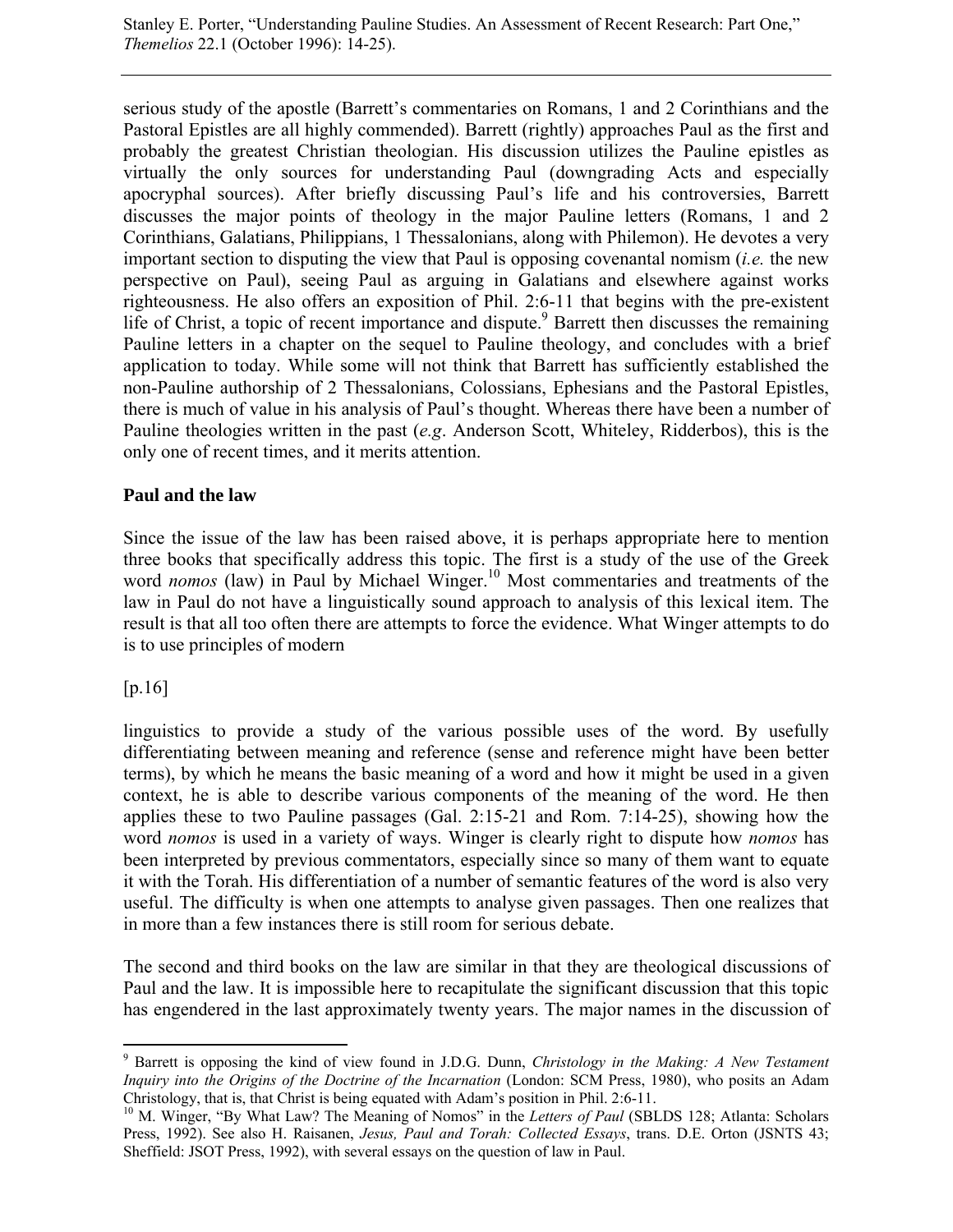serious study of the apostle (Barrett's commentaries on Romans, 1 and 2 Corinthians and the Pastoral Epistles are all highly commended). Barrett (rightly) approaches Paul as the first and probably the greatest Christian theologian. His discussion utilizes the Pauline epistles as virtually the only sources for understanding Paul (downgrading Acts and especially apocryphal sources). After briefly discussing Paul's life and his controversies, Barrett discusses the major points of theology in the major Pauline letters (Romans, 1 and 2 Corinthians, Galatians, Philippians, 1 Thessalonians, along with Philemon). He devotes a very important section to disputing the view that Paul is opposing covenantal nomism (*i.e.* the new perspective on Paul), seeing Paul as arguing in Galatians and elsewhere against works righteousness. He also offers an exposition of Phil. 2:6-11 that begins with the pre-existent life of Christ, a topic of recent importance and dispute.[9] Barrett then discusses the remaining Pauline letters in a chapter on the sequel to Pauline theology, and concludes with a brief application to today. While some will not think that Barrett has sufficiently established the non-Pauline authorship of 2 Thessalonians, Colossians, Ephesians and the Pastoral Epistles, there is much of value in his analysis of Paul's thought. Whereas there have been a number of Pauline theologies written in the past (*e.g*. Anderson Scott, Whiteley, Ridderbos), this is the only one of recent times, and it merits attention.

## Paul and the law

Since the issue of the law has been raised above, it is perhaps appropriate here to mention three books that specifically address this topic. The first is a study of the use of the Greek word *nomos* (law) in Paul by Michael Winger.[10] Most commentaries and treatments of the law in Paul do not have a linguistically sound approach to analysis of this lexical item. The result is that all too often there are attempts to force the evidence. What Winger attempts to do is to use principles of modern

[p.16]

linguistics to provide a study of the various possible uses of the word. By usefully differentiating between meaning and reference (sense and reference might have been better terms), by which he means the basic meaning of a word and how it might be used in a given context, he is able to describe various components of the meaning of the word. He then applies these to two Pauline passages (Gal. 2:15-21 and Rom. 7:14-25), showing how the word *nomos* is used in a variety of ways. Winger is clearly right to dispute how *nomos* has been interpreted by previous commentators, especially since so many of them want to equate it with the Torah. His differentiation of a number of semantic features of the word is also very useful. The difficulty is when one attempts to analyse given passages. Then one realizes that in more than a few instances there is still room for serious debate.

The second and third books on the law are similar in that they are theological discussions of Paul and the law. It is impossible here to recapitulate the significant discussion that this topic has engendered in the last approximately twenty years. The major names in the discussion of

---

[9] Barrett is opposing the kind of view found in J.D.G. Dunn, *Christology in the Making: A New Testament Inquiry into the Origins of the Doctrine of the Incarnation* (London: SCM Press, 1980), who posits an Adam Christology, that is, that Christ is being equated with Adam's position in Phil. 2:6-11.

[10] M. Winger, "By What Law? The Meaning of Nomos" in the *Letters of Paul* (SBLDS 128; Atlanta: Scholars Press, 1992). See also H. Raisanen, *Jesus, Paul and Torah: Collected Essays*, trans. D.E. Orton (JSNTS 43; Sheffield: JSOT Press, 1992), with several essays on the question of law in Paul.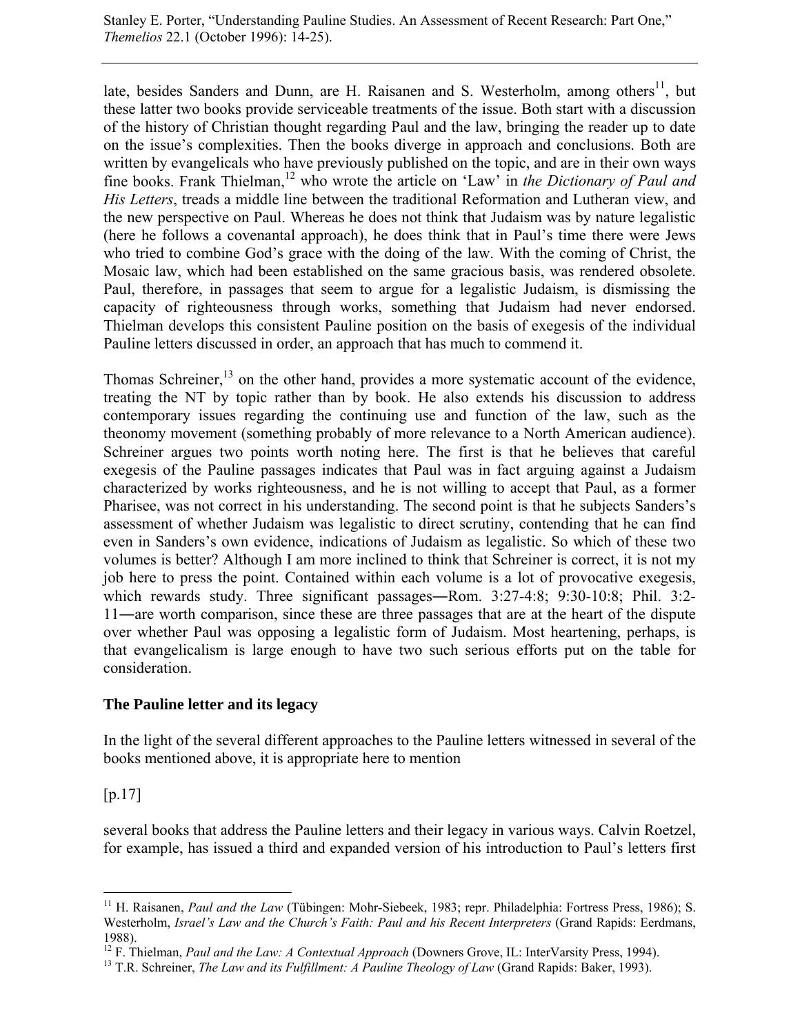late, besides Sanders and Dunn, are H. Raisanen and S. Westerholm, among others[11], but these latter two books provide serviceable treatments of the issue. Both start with a discussion of the history of Christian thought regarding Paul and the law, bringing the reader up to date on the issue's complexities. Then the books diverge in approach and conclusions. Both are written by evangelicals who have previously published on the topic, and are in their own ways fine books. Frank Thielman,[12] who wrote the article on 'Law' in *the Dictionary of Paul and His Letters*, treads a middle line between the traditional Reformation and Lutheran view, and the new perspective on Paul. Whereas he does not think that Judaism was by nature legalistic (here he follows a covenantal approach), he does think that in Paul's time there were Jews who tried to combine God's grace with the doing of the law. With the coming of Christ, the Mosaic law, which had been established on the same gracious basis, was rendered obsolete. Paul, therefore, in passages that seem to argue for a legalistic Judaism, is dismissing the capacity of righteousness through works, something that Judaism had never endorsed. Thielman develops this consistent Pauline position on the basis of exegesis of the individual Pauline letters discussed in order, an approach that has much to commend it.

Thomas Schreiner,[13] on the other hand, provides a more systematic account of the evidence, treating the NT by topic rather than by book. He also extends his discussion to address contemporary issues regarding the continuing use and function of the law, such as the theonomy movement (something probably of more relevance to a North American audience). Schreiner argues two points worth noting here. The first is that he believes that careful exegesis of the Pauline passages indicates that Paul was in fact arguing against a Judaism characterized by works righteousness, and he is not willing to accept that Paul, as a former Pharisee, was not correct in his understanding. The second point is that he subjects Sanders's assessment of whether Judaism was legalistic to direct scrutiny, contending that he can find even in Sanders's own evidence, indications of Judaism as legalistic. So which of these two volumes is better? Although I am more inclined to think that Schreiner is correct, it is not my job here to press the point. Contained within each volume is a lot of provocative exegesis, which rewards study. Three significant passages―Rom. 3:27-4:8; 9:30-10:8; Phil. 3:2-11―are worth comparison, since these are three passages that are at the heart of the dispute over whether Paul was opposing a legalistic form of Judaism. Most heartening, perhaps, is that evangelicalism is large enough to have two such serious efforts put on the table for consideration.

### The Pauline letter and its legacy

In the light of the several different approaches to the Pauline letters witnessed in several of the books mentioned above, it is appropriate here to mention

[p.17]

several books that address the Pauline letters and their legacy in various ways. Calvin Roetzel, for example, has issued a third and expanded version of his introduction to Paul's letters first

---

[11] H. Raisanen, *Paul and the Law* (Tübingen: Mohr-Siebeek, 1983; repr. Philadelphia: Fortress Press, 1986); S. Westerholm, *Israel's Law and the Church's Faith: Paul and his Recent Interpreters* (Grand Rapids: Eerdmans, 1988).

[12] F. Thielman, *Paul and the Law: A Contextual Approach* (Downers Grove, IL: InterVarsity Press, 1994).

[13] T.R. Schreiner, *The Law and its Fulfillment: A Pauline Theology of Law* (Grand Rapids: Baker, 1993).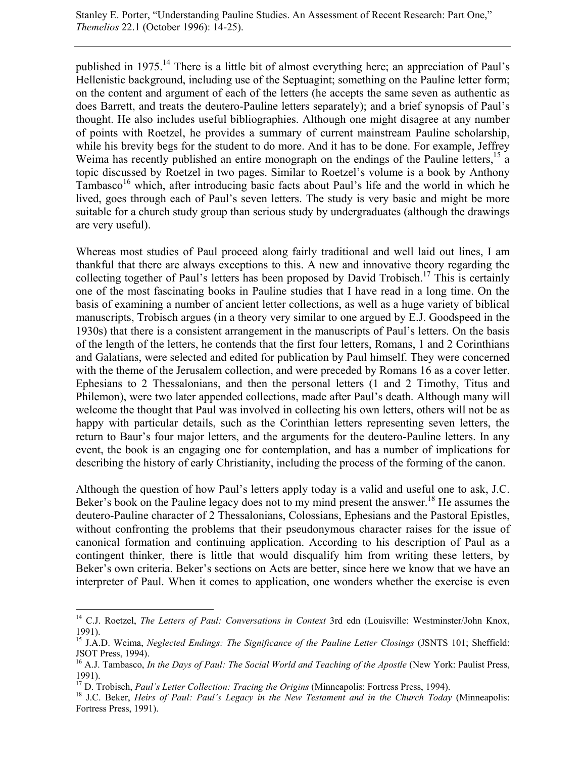published in 1975.[14] There is a little bit of almost everything here; an appreciation of Paul's Hellenistic background, including use of the Septuagint; something on the Pauline letter form; on the content and argument of each of the letters (he accepts the same seven as authentic as does Barrett, and treats the deutero-Pauline letters separately); and a brief synopsis of Paul's thought. He also includes useful bibliographies. Although one might disagree at any number of points with Roetzel, he provides a summary of current mainstream Pauline scholarship, while his brevity begs for the student to do more. And it has to be done. For example, Jeffrey Weima has recently published an entire monograph on the endings of the Pauline letters,[15] a topic discussed by Roetzel in two pages. Similar to Roetzel's volume is a book by Anthony Tambasco[16] which, after introducing basic facts about Paul's life and the world in which he lived, goes through each of Paul's seven letters. The study is very basic and might be more suitable for a church study group than serious study by undergraduates (although the drawings are very useful).

Whereas most studies of Paul proceed along fairly traditional and well laid out lines, I am thankful that there are always exceptions to this. A new and innovative theory regarding the collecting together of Paul's letters has been proposed by David Trobisch.[17] This is certainly one of the most fascinating books in Pauline studies that I have read in a long time. On the basis of examining a number of ancient letter collections, as well as a huge variety of biblical manuscripts, Trobisch argues (in a theory very similar to one argued by E.J. Goodspeed in the 1930s) that there is a consistent arrangement in the manuscripts of Paul's letters. On the basis of the length of the letters, he contends that the first four letters, Romans, 1 and 2 Corinthians and Galatians, were selected and edited for publication by Paul himself. They were concerned with the theme of the Jerusalem collection, and were preceded by Romans 16 as a cover letter. Ephesians to 2 Thessalonians, and then the personal letters (1 and 2 Timothy, Titus and Philemon), were two later appended collections, made after Paul's death. Although many will welcome the thought that Paul was involved in collecting his own letters, others will not be as happy with particular details, such as the Corinthian letters representing seven letters, the return to Baur's four major letters, and the arguments for the deutero-Pauline letters. In any event, the book is an engaging one for contemplation, and has a number of implications for describing the history of early Christianity, including the process of the forming of the canon.

Although the question of how Paul's letters apply today is a valid and useful one to ask, J.C. Beker's book on the Pauline legacy does not to my mind present the answer.[18] He assumes the deutero-Pauline character of 2 Thessalonians, Colossians, Ephesians and the Pastoral Epistles, without confronting the problems that their pseudonymous character raises for the issue of canonical formation and continuing application. According to his description of Paul as a contingent thinker, there is little that would disqualify him from writing these letters, by Beker's own criteria. Beker's sections on Acts are better, since here we know that we have an interpreter of Paul. When it comes to application, one wonders whether the exercise is even

---

[14] C.J. Roetzel, *The Letters of Paul: Conversations in Context* 3rd edn (Louisville: Westminster/John Knox, 1991).

[15] J.A.D. Weima, *Neglected Endings: The Significance of the Pauline Letter Closings* (JSNTS 101; Sheffield: JSOT Press, 1994).

[16] A.J. Tambasco, *In the Days of Paul: The Social World and Teaching of the Apostle* (New York: Paulist Press, 1991).

[17] D. Trobisch, *Paul's Letter Collection: Tracing the Origins* (Minneapolis: Fortress Press, 1994).

[18] J.C. Beker, *Heirs of Paul: Paul's Legacy in the New Testament and in the Church Today* (Minneapolis: Fortress Press, 1991).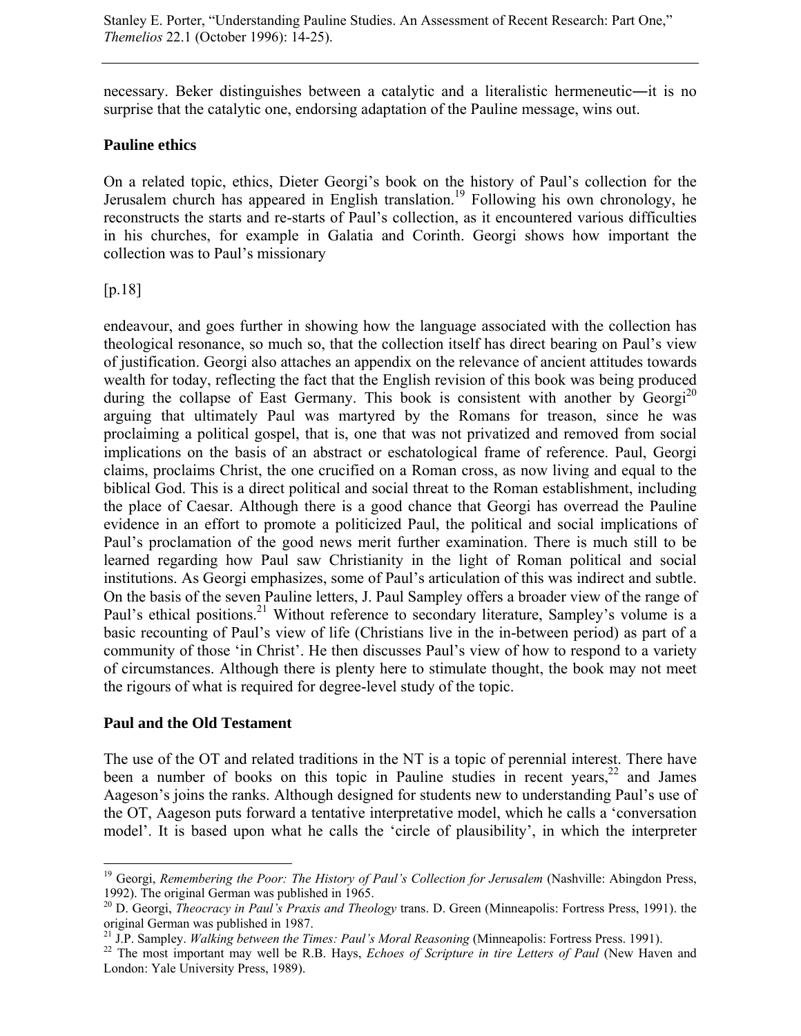necessary. Beker distinguishes between a catalytic and a literalistic hermeneutic―it is no surprise that the catalytic one, endorsing adaptation of the Pauline message, wins out.

### Pauline ethics

On a related topic, ethics, Dieter Georgi's book on the history of Paul's collection for the Jerusalem church has appeared in English translation.[19] Following his own chronology, he reconstructs the starts and re-starts of Paul's collection, as it encountered various difficulties in his churches, for example in Galatia and Corinth. Georgi shows how important the collection was to Paul's missionary

[p.18]

endeavour, and goes further in showing how the language associated with the collection has theological resonance, so much so, that the collection itself has direct bearing on Paul's view of justification. Georgi also attaches an appendix on the relevance of ancient attitudes towards wealth for today, reflecting the fact that the English revision of this book was being produced during the collapse of East Germany. This book is consistent with another by Georgi[20] arguing that ultimately Paul was martyred by the Romans for treason, since he was proclaiming a political gospel, that is, one that was not privatized and removed from social implications on the basis of an abstract or eschatological frame of reference. Paul, Georgi claims, proclaims Christ, the one crucified on a Roman cross, as now living and equal to the biblical God. This is a direct political and social threat to the Roman establishment, including the place of Caesar. Although there is a good chance that Georgi has overread the Pauline evidence in an effort to promote a politicized Paul, the political and social implications of Paul's proclamation of the good news merit further examination. There is much still to be learned regarding how Paul saw Christianity in the light of Roman political and social institutions. As Georgi emphasizes, some of Paul's articulation of this was indirect and subtle. On the basis of the seven Pauline letters, J. Paul Sampley offers a broader view of the range of Paul's ethical positions.[21] Without reference to secondary literature, Sampley's volume is a basic recounting of Paul's view of life (Christians live in the in-between period) as part of a community of those 'in Christ'. He then discusses Paul's view of how to respond to a variety of circumstances. Although there is plenty here to stimulate thought, the book may not meet the rigours of what is required for degree-level study of the topic.

### Paul and the Old Testament

The use of the OT and related traditions in the NT is a topic of perennial interest. There have been a number of books on this topic in Pauline studies in recent years,[22] and James Aageson's joins the ranks. Although designed for students new to understanding Paul's use of the OT, Aageson puts forward a tentative interpretative model, which he calls a 'conversation model'. It is based upon what he calls the 'circle of plausibility', in which the interpreter

---

[19] Georgi, *Remembering the Poor: The History of Paul's Collection for Jerusalem* (Nashville: Abingdon Press, 1992). The original German was published in 1965.

[20] D. Georgi, *Theocracy in Paul's Praxis and Theology* trans. D. Green (Minneapolis: Fortress Press, 1991). the original German was published in 1987.

[21] J.P. Sampley. *Walking between the Times: Paul's Moral Reasoning* (Minneapolis: Fortress Press. 1991).

[22] The most important may well be R.B. Hays, *Echoes of Scripture in tire Letters of Paul* (New Haven and London: Yale University Press, 1989).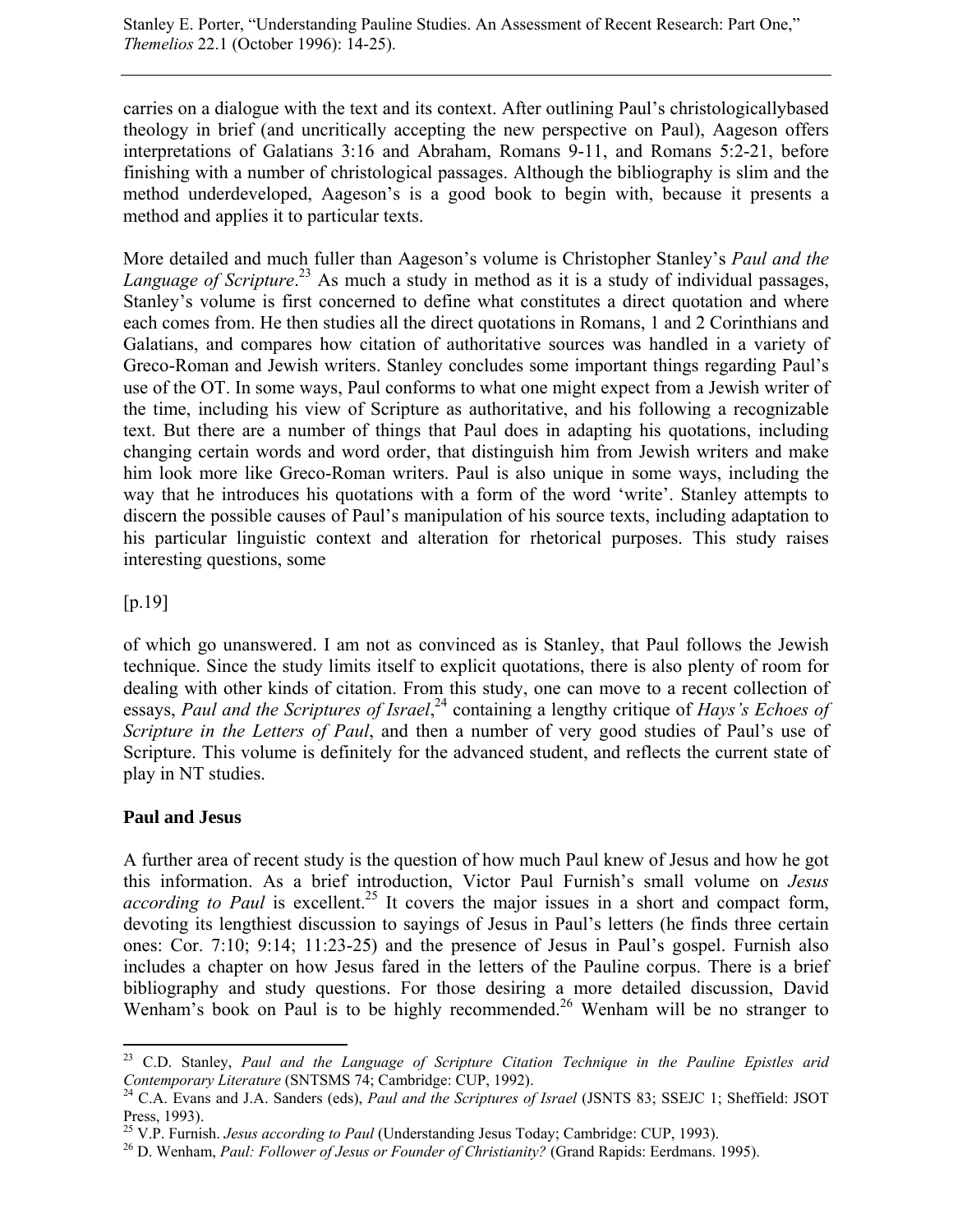carries on a dialogue with the text and its context. After outlining Paul's christologicallybased theology in brief (and uncritically accepting the new perspective on Paul), Aageson offers interpretations of Galatians 3:16 and Abraham, Romans 9-11, and Romans 5:2-21, before finishing with a number of christological passages. Although the bibliography is slim and the method underdeveloped, Aageson's is a good book to begin with, because it presents a method and applies it to particular texts.

More detailed and much fuller than Aageson's volume is Christopher Stanley's *Paul and the Language of Scripture*.[23] As much a study in method as it is a study of individual passages, Stanley's volume is first concerned to define what constitutes a direct quotation and where each comes from. He then studies all the direct quotations in Romans, 1 and 2 Corinthians and Galatians, and compares how citation of authoritative sources was handled in a variety of Greco-Roman and Jewish writers. Stanley concludes some important things regarding Paul's use of the OT. In some ways, Paul conforms to what one might expect from a Jewish writer of the time, including his view of Scripture as authoritative, and his following a recognizable text. But there are a number of things that Paul does in adapting his quotations, including changing certain words and word order, that distinguish him from Jewish writers and make him look more like Greco-Roman writers. Paul is also unique in some ways, including the way that he introduces his quotations with a form of the word 'write'. Stanley attempts to discern the possible causes of Paul's manipulation of his source texts, including adaptation to his particular linguistic context and alteration for rhetorical purposes. This study raises interesting questions, some

[p.19]

of which go unanswered. I am not as convinced as is Stanley, that Paul follows the Jewish technique. Since the study limits itself to explicit quotations, there is also plenty of room for dealing with other kinds of citation. From this study, one can move to a recent collection of essays, *Paul and the Scriptures of Israel*,[24] containing a lengthy critique of *Hays's Echoes of Scripture in the Letters of Paul*, and then a number of very good studies of Paul's use of Scripture. This volume is definitely for the advanced student, and reflects the current state of play in NT studies.

### Paul and Jesus

A further area of recent study is the question of how much Paul knew of Jesus and how he got this information. As a brief introduction, Victor Paul Furnish's small volume on *Jesus according to Paul* is excellent.[25] It covers the major issues in a short and compact form, devoting its lengthiest discussion to sayings of Jesus in Paul's letters (he finds three certain ones: Cor. 7:10; 9:14; 11:23-25) and the presence of Jesus in Paul's gospel. Furnish also includes a chapter on how Jesus fared in the letters of the Pauline corpus. There is a brief bibliography and study questions. For those desiring a more detailed discussion, David Wenham's book on Paul is to be highly recommended.[26] Wenham will be no stranger to

---

[23] C.D. Stanley, *Paul and the Language of Scripture Citation Technique in the Pauline Epistles arid Contemporary Literature* (SNTSMS 74; Cambridge: CUP, 1992).

[24] C.A. Evans and J.A. Sanders (eds), *Paul and the Scriptures of Israel* (JSNTS 83; SSEJC 1; Sheffield: JSOT Press, 1993).

[25] V.P. Furnish. *Jesus according to Paul* (Understanding Jesus Today; Cambridge: CUP, 1993).

[26] D. Wenham, *Paul: Follower of Jesus or Founder of Christianity?* (Grand Rapids: Eerdmans. 1995).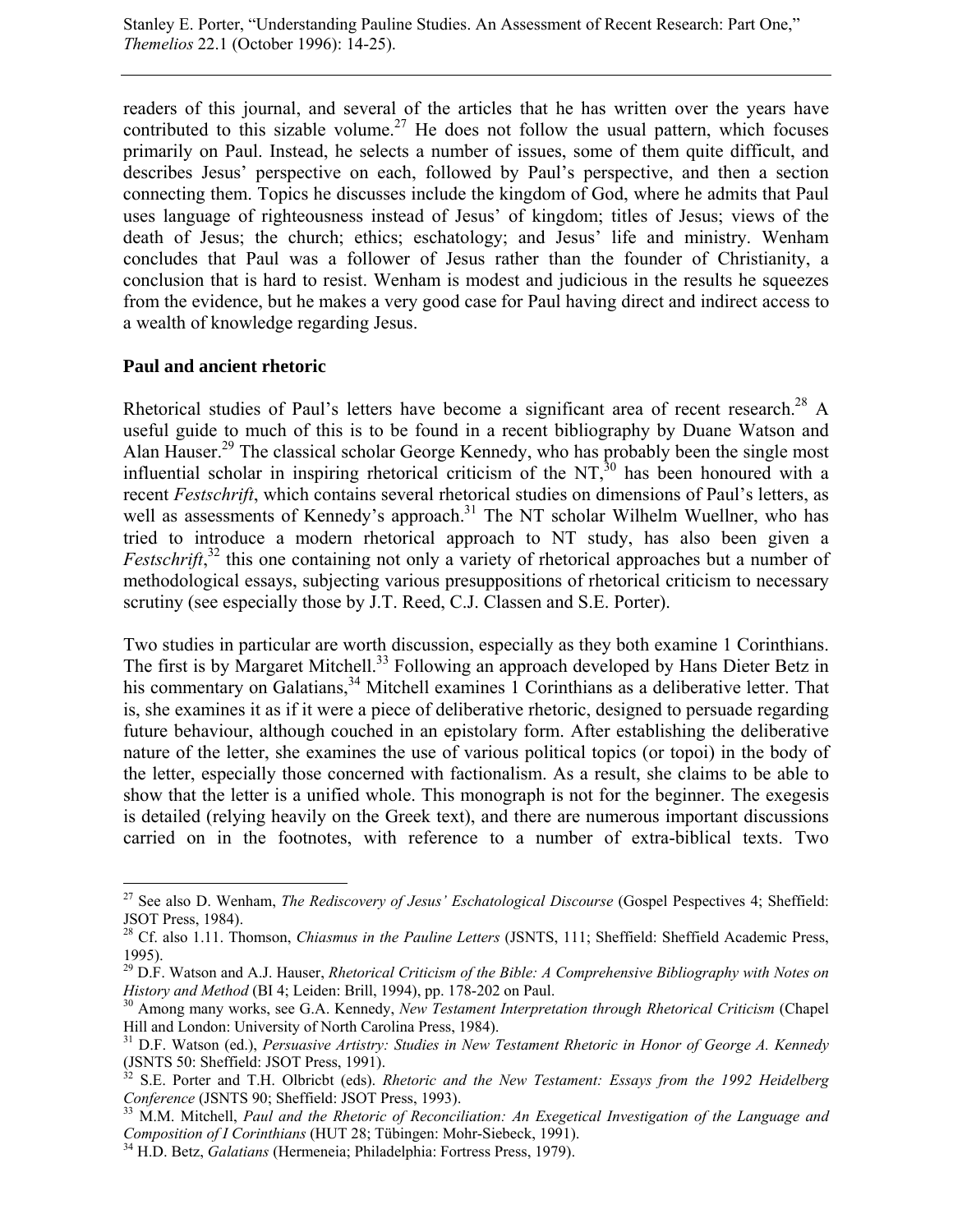readers of this journal, and several of the articles that he has written over the years have contributed to this sizable volume.[27] He does not follow the usual pattern, which focuses primarily on Paul. Instead, he selects a number of issues, some of them quite difficult, and describes Jesus' perspective on each, followed by Paul's perspective, and then a section connecting them. Topics he discusses include the kingdom of God, where he admits that Paul uses language of righteousness instead of Jesus' of kingdom; titles of Jesus; views of the death of Jesus; the church; ethics; eschatology; and Jesus' life and ministry. Wenham concludes that Paul was a follower of Jesus rather than the founder of Christianity, a conclusion that is hard to resist. Wenham is modest and judicious in the results he squeezes from the evidence, but he makes a very good case for Paul having direct and indirect access to a wealth of knowledge regarding Jesus.

## Paul and ancient rhetoric

Rhetorical studies of Paul's letters have become a significant area of recent research.[28] A useful guide to much of this is to be found in a recent bibliography by Duane Watson and Alan Hauser.[29] The classical scholar George Kennedy, who has probably been the single most influential scholar in inspiring rhetorical criticism of the NT,[30] has been honoured with a recent *Festschrift*, which contains several rhetorical studies on dimensions of Paul's letters, as well as assessments of Kennedy's approach.[31] The NT scholar Wilhelm Wuellner, who has tried to introduce a modern rhetorical approach to NT study, has also been given a *Festschrift*,[32] this one containing not only a variety of rhetorical approaches but a number of methodological essays, subjecting various presuppositions of rhetorical criticism to necessary scrutiny (see especially those by J.T. Reed, C.J. Classen and S.E. Porter).

Two studies in particular are worth discussion, especially as they both examine 1 Corinthians. The first is by Margaret Mitchell.[33] Following an approach developed by Hans Dieter Betz in his commentary on Galatians,[34] Mitchell examines 1 Corinthians as a deliberative letter. That is, she examines it as if it were a piece of deliberative rhetoric, designed to persuade regarding future behaviour, although couched in an epistolary form. After establishing the deliberative nature of the letter, she examines the use of various political topics (or topoi) in the body of the letter, especially those concerned with factionalism. As a result, she claims to be able to show that the letter is a unified whole. This monograph is not for the beginner. The exegesis is detailed (relying heavily on the Greek text), and there are numerous important discussions carried on in the footnotes, with reference to a number of extra-biblical texts. Two

---

[27] See also D. Wenham, *The Rediscovery of Jesus' Eschatological Discourse* (Gospel Pespectives 4; Sheffield: JSOT Press, 1984).

[28] Cf. also 1.11. Thomson, *Chiasmus in the Pauline Letters* (JSNTS, 111; Sheffield: Sheffield Academic Press, 1995).

[29] D.F. Watson and A.J. Hauser, *Rhetorical Criticism of the Bible: A Comprehensive Bibliography with Notes on History and Method* (BI 4; Leiden: Brill, 1994), pp. 178-202 on Paul.

[30] Among many works, see G.A. Kennedy, *New Testament Interpretation through Rhetorical Criticism* (Chapel Hill and London: University of North Carolina Press, 1984).

[31] D.F. Watson (ed.), *Persuasive Artistry: Studies in New Testament Rhetoric in Honor of George A. Kennedy* (JSNTS 50: Sheffield: JSOT Press, 1991).

[32] S.E. Porter and T.H. Olbricbt (eds). *Rhetoric and the New Testament: Essays from the 1992 Heidelberg Conference* (JSNTS 90; Sheffield: JSOT Press, 1993).

[33] M.M. Mitchell, *Paul and the Rhetoric of Reconciliation: An Exegetical Investigation of the Language and Composition of I Corinthians* (HUT 28; Tübingen: Mohr-Siebeck, 1991).

[34] H.D. Betz, *Galatians* (Hermeneia; Philadelphia: Fortress Press, 1979).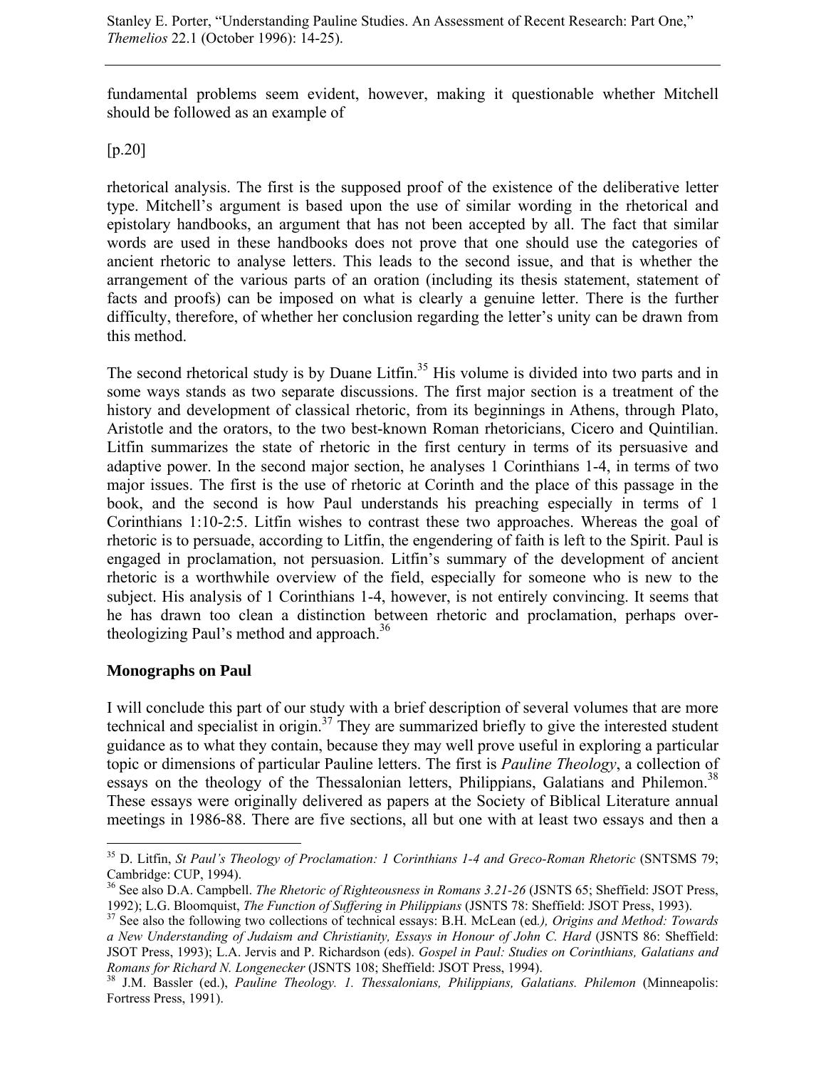fundamental problems seem evident, however, making it questionable whether Mitchell should be followed as an example of

[p.20]

rhetorical analysis. The first is the supposed proof of the existence of the deliberative letter type. Mitchell's argument is based upon the use of similar wording in the rhetorical and epistolary handbooks, an argument that has not been accepted by all. The fact that similar words are used in these handbooks does not prove that one should use the categories of ancient rhetoric to analyse letters. This leads to the second issue, and that is whether the arrangement of the various parts of an oration (including its thesis statement, statement of facts and proofs) can be imposed on what is clearly a genuine letter. There is the further difficulty, therefore, of whether her conclusion regarding the letter's unity can be drawn from this method.

The second rhetorical study is by Duane Litfin.[35] His volume is divided into two parts and in some ways stands as two separate discussions. The first major section is a treatment of the history and development of classical rhetoric, from its beginnings in Athens, through Plato, Aristotle and the orators, to the two best-known Roman rhetoricians, Cicero and Quintilian. Litfin summarizes the state of rhetoric in the first century in terms of its persuasive and adaptive power. In the second major section, he analyses 1 Corinthians 1-4, in terms of two major issues. The first is the use of rhetoric at Corinth and the place of this passage in the book, and the second is how Paul understands his preaching especially in terms of 1 Corinthians 1:10-2:5. Litfin wishes to contrast these two approaches. Whereas the goal of rhetoric is to persuade, according to Litfin, the engendering of faith is left to the Spirit. Paul is engaged in proclamation, not persuasion. Litfin's summary of the development of ancient rhetoric is a worthwhile overview of the field, especially for someone who is new to the subject. His analysis of 1 Corinthians 1-4, however, is not entirely convincing. It seems that he has drawn too clean a distinction between rhetoric and proclamation, perhaps over-theologizing Paul's method and approach.[36]

### Monographs on Paul

I will conclude this part of our study with a brief description of several volumes that are more technical and specialist in origin.[37] They are summarized briefly to give the interested student guidance as to what they contain, because they may well prove useful in exploring a particular topic or dimensions of particular Pauline letters. The first is *Pauline Theology*, a collection of essays on the theology of the Thessalonian letters, Philippians, Galatians and Philemon.[38] These essays were originally delivered as papers at the Society of Biblical Literature annual meetings in 1986-88. There are five sections, all but one with at least two essays and then a

---

[35] D. Litfin, *St Paul's Theology of Proclamation: 1 Corinthians 1-4 and Greco-Roman Rhetoric* (SNTSMS 79; Cambridge: CUP, 1994).

[36] See also D.A. Campbell. *The Rhetoric of Righteousness in Romans 3.21-26* (JSNTS 65; Sheffield: JSOT Press, 1992); L.G. Bloomquist, *The Function of Suffering in Philippians* (JSNTS 78: Sheffield: JSOT Press, 1993).

[37] See also the following two collections of technical essays: B.H. McLean (ed*.), Origins and Method: Towards a New Understanding of Judaism and Christianity, Essays in Honour of John C. Hard* (JSNTS 86: Sheffield: JSOT Press, 1993); L.A. Jervis and P. Richardson (eds). *Gospel in Paul: Studies on Corinthians, Galatians and Romans for Richard N. Longenecker* (JSNTS 108; Sheffield: JSOT Press, 1994).

[38] J.M. Bassler (ed.), *Pauline Theology. 1. Thessalonians, Philippians, Galatians. Philemon* (Minneapolis: Fortress Press, 1991).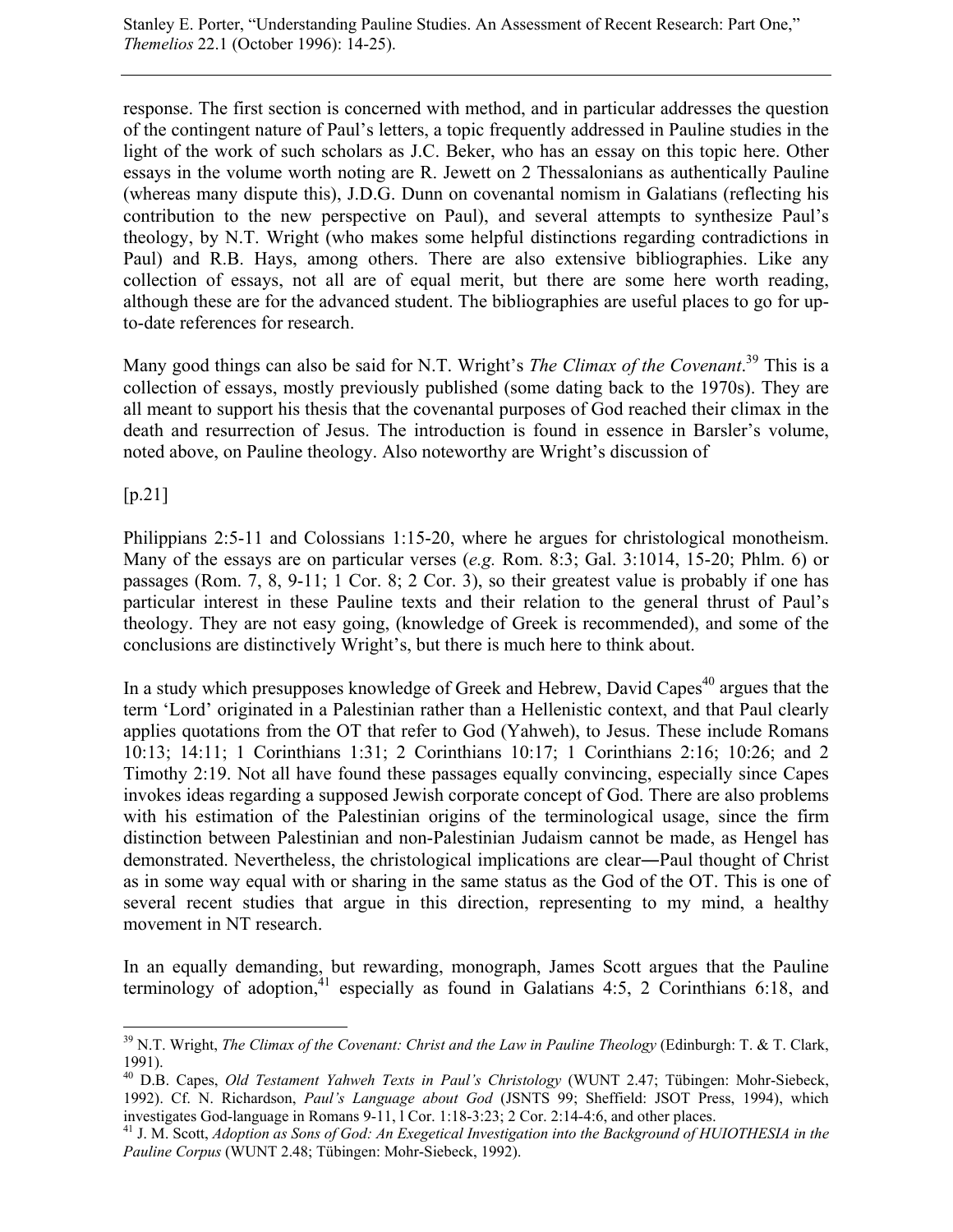response. The first section is concerned with method, and in particular addresses the question of the contingent nature of Paul's letters, a topic frequently addressed in Pauline studies in the light of the work of such scholars as J.C. Beker, who has an essay on this topic here. Other essays in the volume worth noting are R. Jewett on 2 Thessalonians as authentically Pauline (whereas many dispute this), J.D.G. Dunn on covenantal nomism in Galatians (reflecting his contribution to the new perspective on Paul), and several attempts to synthesize Paul's theology, by N.T. Wright (who makes some helpful distinctions regarding contradictions in Paul) and R.B. Hays, among others. There are also extensive bibliographies. Like any collection of essays, not all are of equal merit, but there are some here worth reading, although these are for the advanced student. The bibliographies are useful places to go for up-to-date references for research.

Many good things can also be said for N.T. Wright's *The Climax of the Covenant*.[39] This is a collection of essays, mostly previously published (some dating back to the 1970s). They are all meant to support his thesis that the covenantal purposes of God reached their climax in the death and resurrection of Jesus. The introduction is found in essence in Barsler's volume, noted above, on Pauline theology. Also noteworthy are Wright's discussion of

[p.21]

Philippians 2:5-11 and Colossians 1:15-20, where he argues for christological monotheism. Many of the essays are on particular verses (*e.g.* Rom. 8:3; Gal. 3:1014, 15-20; Phlm. 6) or passages (Rom. 7, 8, 9-11; 1 Cor. 8; 2 Cor. 3), so their greatest value is probably if one has particular interest in these Pauline texts and their relation to the general thrust of Paul's theology. They are not easy going, (knowledge of Greek is recommended), and some of the conclusions are distinctively Wright's, but there is much here to think about.

In a study which presupposes knowledge of Greek and Hebrew, David Capes[40] argues that the term 'Lord' originated in a Palestinian rather than a Hellenistic context, and that Paul clearly applies quotations from the OT that refer to God (Yahweh), to Jesus. These include Romans 10:13; 14:11; 1 Corinthians 1:31; 2 Corinthians 10:17; 1 Corinthians 2:16; 10:26; and 2 Timothy 2:19. Not all have found these passages equally convincing, especially since Capes invokes ideas regarding a supposed Jewish corporate concept of God. There are also problems with his estimation of the Palestinian origins of the terminological usage, since the firm distinction between Palestinian and non-Palestinian Judaism cannot be made, as Hengel has demonstrated. Nevertheless, the christological implications are clear―Paul thought of Christ as in some way equal with or sharing in the same status as the God of the OT. This is one of several recent studies that argue in this direction, representing to my mind, a healthy movement in NT research.

In an equally demanding, but rewarding, monograph, James Scott argues that the Pauline terminology of adoption,[41] especially as found in Galatians 4:5, 2 Corinthians 6:18, and

---

[39] N.T. Wright, *The Climax of the Covenant: Christ and the Law in Pauline Theology* (Edinburgh: T. & T. Clark, 1991).

[40] D.B. Capes, *Old Testament Yahweh Texts in Paul's Christology* (WUNT 2.47; Tübingen: Mohr-Siebeck, 1992). Cf. N. Richardson, *Paul's Language about God* (JSNTS 99; Sheffield: JSOT Press, 1994), which investigates God-language in Romans 9-11, l Cor. 1:18-3:23; 2 Cor. 2:14-4:6, and other places.

[41] J. M. Scott, *Adoption as Sons of God: An Exegetical Investigation into the Background of HUIOTHESIA in the Pauline Corpus* (WUNT 2.48; Tübingen: Mohr-Siebeck, 1992).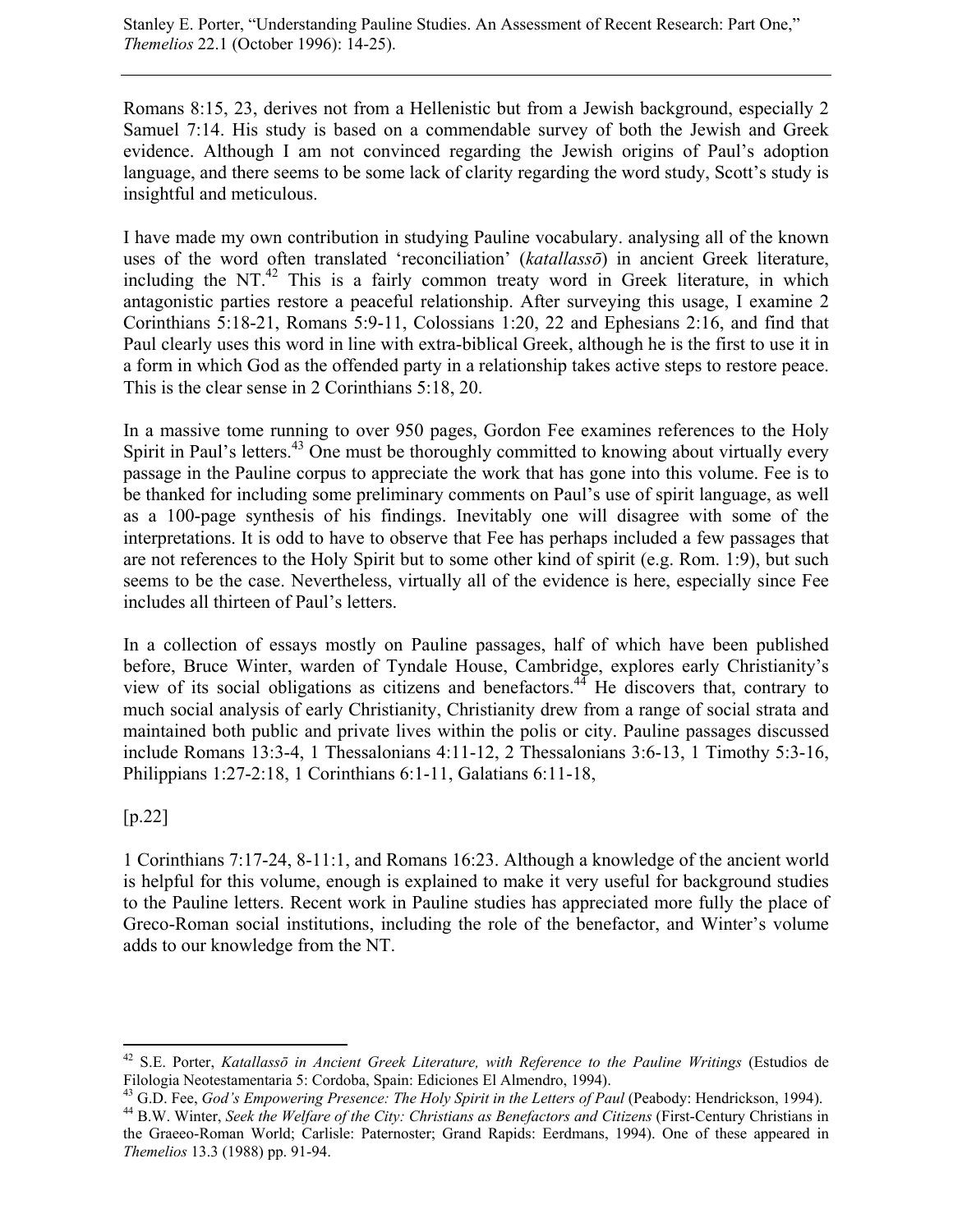Romans 8:15, 23, derives not from a Hellenistic but from a Jewish background, especially 2 Samuel 7:14. His study is based on a commendable survey of both the Jewish and Greek evidence. Although I am not convinced regarding the Jewish origins of Paul's adoption language, and there seems to be some lack of clarity regarding the word study, Scott's study is insightful and meticulous.

I have made my own contribution in studying Pauline vocabulary. analysing all of the known uses of the word often translated 'reconciliation' (*katallassō*) in ancient Greek literature, including the NT.[42] This is a fairly common treaty word in Greek literature, in which antagonistic parties restore a peaceful relationship. After surveying this usage, I examine 2 Corinthians 5:18-21, Romans 5:9-11, Colossians 1:20, 22 and Ephesians 2:16, and find that Paul clearly uses this word in line with extra-biblical Greek, although he is the first to use it in a form in which God as the offended party in a relationship takes active steps to restore peace. This is the clear sense in 2 Corinthians 5:18, 20.

In a massive tome running to over 950 pages, Gordon Fee examines references to the Holy Spirit in Paul's letters.[43] One must be thoroughly committed to knowing about virtually every passage in the Pauline corpus to appreciate the work that has gone into this volume. Fee is to be thanked for including some preliminary comments on Paul's use of spirit language, as well as a 100-page synthesis of his findings. Inevitably one will disagree with some of the interpretations. It is odd to have to observe that Fee has perhaps included a few passages that are not references to the Holy Spirit but to some other kind of spirit (e.g. Rom. 1:9), but such seems to be the case. Nevertheless, virtually all of the evidence is here, especially since Fee includes all thirteen of Paul's letters.

In a collection of essays mostly on Pauline passages, half of which have been published before, Bruce Winter, warden of Tyndale House, Cambridge, explores early Christianity's view of its social obligations as citizens and benefactors.[44] He discovers that, contrary to much social analysis of early Christianity, Christianity drew from a range of social strata and maintained both public and private lives within the polis or city. Pauline passages discussed include Romans 13:3-4, 1 Thessalonians 4:11-12, 2 Thessalonians 3:6-13, 1 Timothy 5:3-16, Philippians 1:27-2:18, 1 Corinthians 6:1-11, Galatians 6:11-18,

[p.22]

1 Corinthians 7:17-24, 8-11:1, and Romans 16:23. Although a knowledge of the ancient world is helpful for this volume, enough is explained to make it very useful for background studies to the Pauline letters. Recent work in Pauline studies has appreciated more fully the place of Greco-Roman social institutions, including the role of the benefactor, and Winter's volume adds to our knowledge from the NT.

---

[42] S.E. Porter, *Katallassō in Ancient Greek Literature, with Reference to the Pauline Writings* (Estudios de Filologia Neotestamentaria 5: Cordoba, Spain: Ediciones El Almendro, 1994).

[43] G.D. Fee, *God's Empowering Presence: The Holy Spirit in the Letters of Paul* (Peabody: Hendrickson, 1994).

[44] B.W. Winter, *Seek the Welfare of the City: Christians as Benefactors and Citizens* (First-Century Christians in the Graeco-Roman World; Carlisle: Paternoster; Grand Rapids: Eerdmans, 1994). One of these appeared in *Themelios* 13.3 (1988) pp. 91-94.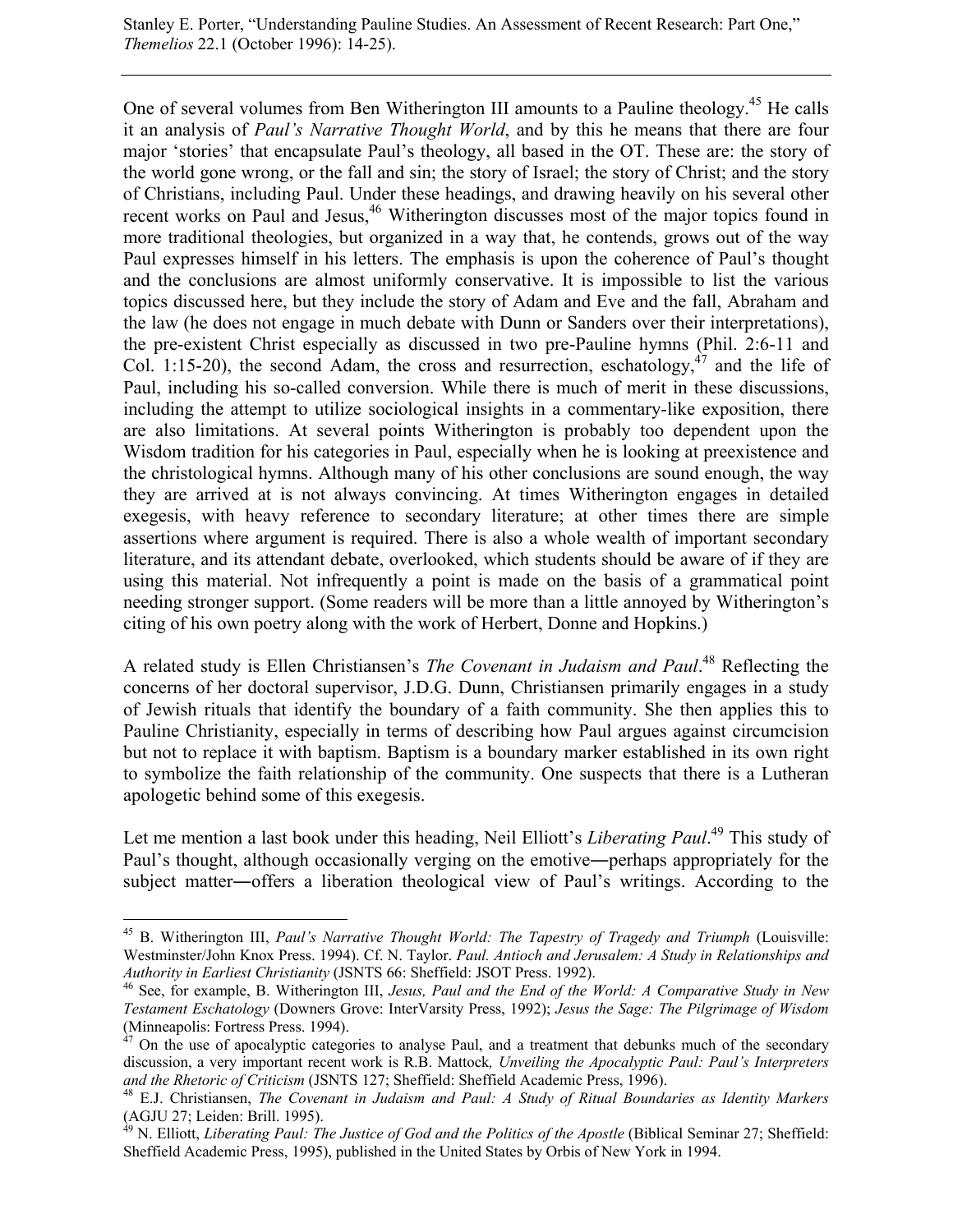One of several volumes from Ben Witherington III amounts to a Pauline theology.[45] He calls it an analysis of *Paul's Narrative Thought World*, and by this he means that there are four major 'stories' that encapsulate Paul's theology, all based in the OT. These are: the story of the world gone wrong, or the fall and sin; the story of Israel; the story of Christ; and the story of Christians, including Paul. Under these headings, and drawing heavily on his several other recent works on Paul and Jesus,[46] Witherington discusses most of the major topics found in more traditional theologies, but organized in a way that, he contends, grows out of the way Paul expresses himself in his letters. The emphasis is upon the coherence of Paul's thought and the conclusions are almost uniformly conservative. It is impossible to list the various topics discussed here, but they include the story of Adam and Eve and the fall, Abraham and the law (he does not engage in much debate with Dunn or Sanders over their interpretations), the pre-existent Christ especially as discussed in two pre-Pauline hymns (Phil. 2:6-11 and Col. 1:15-20), the second Adam, the cross and resurrection, eschatology,[47] and the life of Paul, including his so-called conversion. While there is much of merit in these discussions, including the attempt to utilize sociological insights in a commentary-like exposition, there are also limitations. At several points Witherington is probably too dependent upon the Wisdom tradition for his categories in Paul, especially when he is looking at preexistence and the christological hymns. Although many of his other conclusions are sound enough, the way they are arrived at is not always convincing. At times Witherington engages in detailed exegesis, with heavy reference to secondary literature; at other times there are simple assertions where argument is required. There is also a whole wealth of important secondary literature, and its attendant debate, overlooked, which students should be aware of if they are using this material. Not infrequently a point is made on the basis of a grammatical point needing stronger support. (Some readers will be more than a little annoyed by Witherington's citing of his own poetry along with the work of Herbert, Donne and Hopkins.)

A related study is Ellen Christiansen's *The Covenant in Judaism and Paul*.[48] Reflecting the concerns of her doctoral supervisor, J.D.G. Dunn, Christiansen primarily engages in a study of Jewish rituals that identify the boundary of a faith community. She then applies this to Pauline Christianity, especially in terms of describing how Paul argues against circumcision but not to replace it with baptism. Baptism is a boundary marker established in its own right to symbolize the faith relationship of the community. One suspects that there is a Lutheran apologetic behind some of this exegesis.

Let me mention a last book under this heading, Neil Elliott's *Liberating Paul*.[49] This study of Paul's thought, although occasionally verging on the emotive—perhaps appropriately for the subject matter—offers a liberation theological view of Paul's writings. According to the

---

[45] B. Witherington III, *Paul's Narrative Thought World: The Tapestry of Tragedy and Triumph* (Louisville: Westminster/John Knox Press. 1994). Cf. N. Taylor. *Paul. Antioch and Jerusalem: A Study in Relationships and Authority in Earliest Christianity* (JSNTS 66: Sheffield: JSOT Press. 1992).

[46] See, for example, B. Witherington III, *Jesus, Paul and the End of the World: A Comparative Study in New Testament Eschatology* (Downers Grove: InterVarsity Press, 1992); *Jesus the Sage: The Pilgrimage of Wisdom* (Minneapolis: Fortress Press. 1994).

[47] On the use of apocalyptic categories to analyse Paul, and a treatment that debunks much of the secondary discussion, a very important recent work is R.B. Mattock*, Unveiling the Apocalyptic Paul: Paul's Interpreters and the Rhetoric of Criticism* (JSNTS 127; Sheffield: Sheffield Academic Press, 1996).

[48] E.J. Christiansen, *The Covenant in Judaism and Paul: A Study of Ritual Boundaries as Identity Markers* (AGJU 27; Leiden: Brill. 1995).

[49] N. Elliott, *Liberating Paul: The Justice of God and the Politics of the Apostle* (Biblical Seminar 27; Sheffield: Sheffield Academic Press, 1995), published in the United States by Orbis of New York in 1994.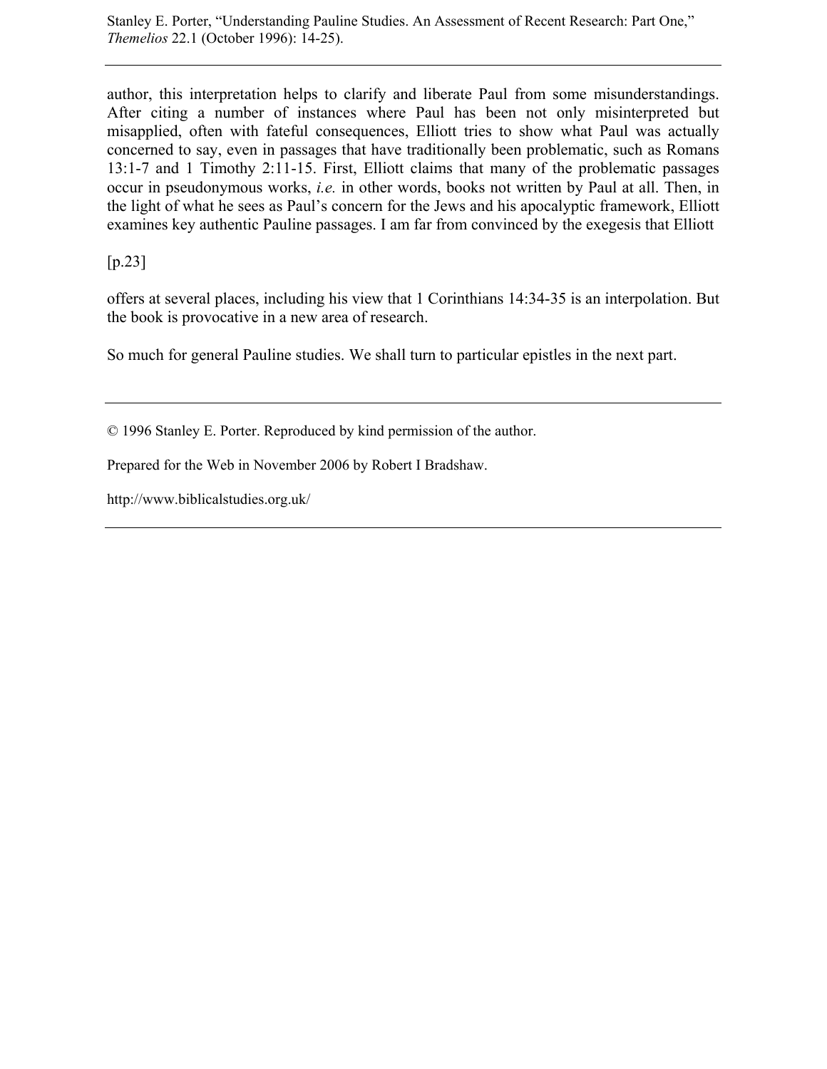author, this interpretation helps to clarify and liberate Paul from some misunderstandings. After citing a number of instances where Paul has been not only misinterpreted but misapplied, often with fateful consequences, Elliott tries to show what Paul was actually concerned to say, even in passages that have traditionally been problematic, such as Romans 13:1-7 and 1 Timothy 2:11-15. First, Elliott claims that many of the problematic passages occur in pseudonymous works, *i.e.* in other words, books not written by Paul at all. Then, in the light of what he sees as Paul's concern for the Jews and his apocalyptic framework, Elliott examines key authentic Pauline passages. I am far from convinced by the exegesis that Elliott

[p.23]

offers at several places, including his view that 1 Corinthians 14:34-35 is an interpolation. But the book is provocative in a new area of research.

So much for general Pauline studies. We shall turn to particular epistles in the next part.

---

© 1996 Stanley E. Porter. Reproduced by kind permission of the author.

Prepared for the Web in November 2006 by Robert I Bradshaw.

http://www.biblicalstudies.org.uk/